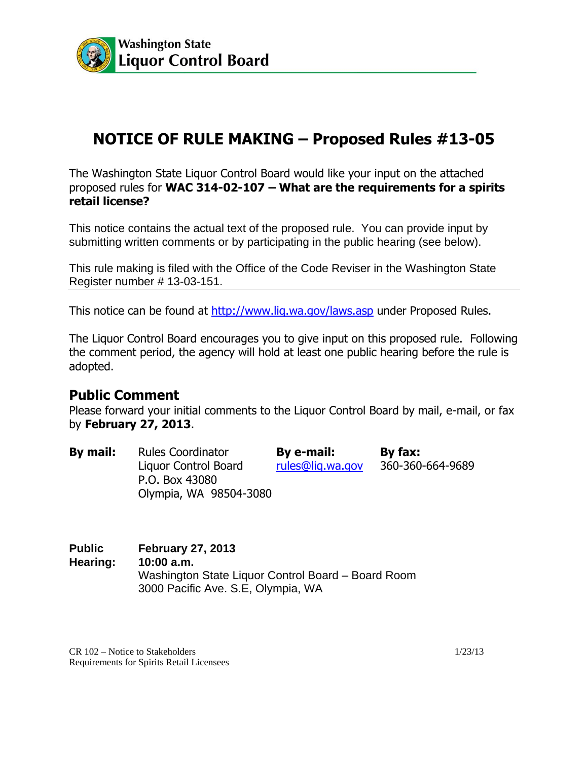**Washington State**
**Liquor Control Board**

# NOTICE OF RULE MAKING – Proposed Rules #13-05

The Washington State Liquor Control Board would like your input on the attached proposed rules for **WAC 314-02-107 – What are the requirements for a spirits retail license?**

This notice contains the actual text of the proposed rule. You can provide input by submitting written comments or by participating in the public hearing (see below).

This rule making is filed with the Office of the Code Reviser in the Washington State Register number # 13-03-151.

---

This notice can be found at http://www.liq.wa.gov/laws.asp under Proposed Rules.

The Liquor Control Board encourages you to give input on this proposed rule. Following the comment period, the agency will hold at least one public hearing before the rule is adopted.

## Public Comment

Please forward your initial comments to the Liquor Control Board by mail, e-mail, or fax by **February 27, 2013**.

**By mail:**
Rules Coordinator
Liquor Control Board
P.O. Box 43080
Olympia, WA 98504-3080

**By e-mail:**
rules@liq.wa.gov

**By fax:**
360-360-664-9689

**Public Hearing:**
**February 27, 2013**
**10:00 a.m.**
Washington State Liquor Control Board – Board Room
3000 Pacific Ave. S.E, Olympia, WA

CR 102 – Notice to Stakeholders
Requirements for Spirits Retail Licensees

1/23/13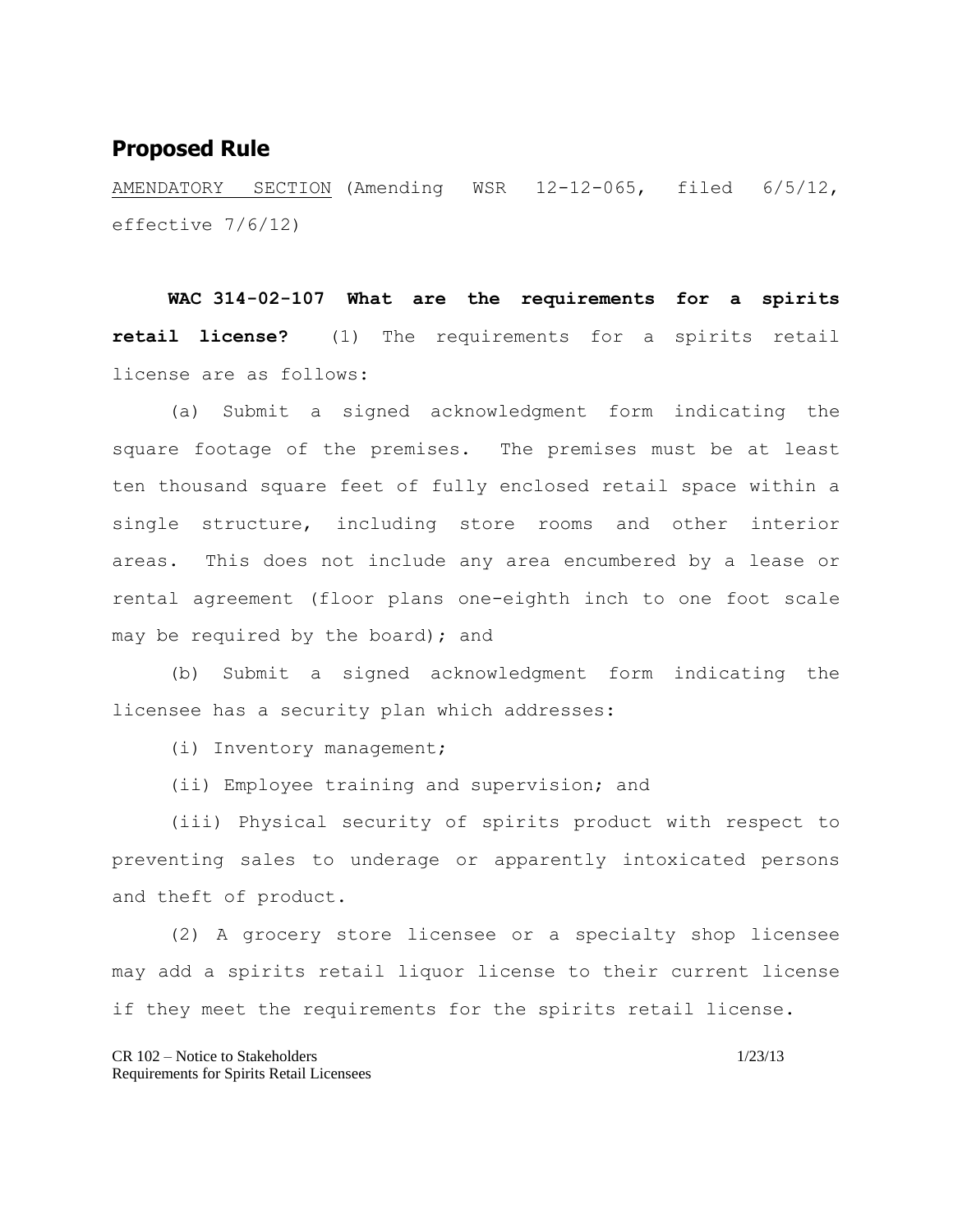## Proposed Rule

<u>AMENDATORY SECTION</u> (Amending WSR 12-12-065, filed 6/5/12, effective 7/6/12)

**WAC 314-02-107 What are the requirements for a spirits retail license?** (1) The requirements for a spirits retail license are as follows:

(a) Submit a signed acknowledgment form indicating the square footage of the premises. The premises must be at least ten thousand square feet of fully enclosed retail space within a single structure, including store rooms and other interior areas. This does not include any area encumbered by a lease or rental agreement (floor plans one-eighth inch to one foot scale may be required by the board); and

(b) Submit a signed acknowledgment form indicating the licensee has a security plan which addresses:

(i) Inventory management;

(ii) Employee training and supervision; and

(iii) Physical security of spirits product with respect to preventing sales to underage or apparently intoxicated persons and theft of product.

(2) A grocery store licensee or a specialty shop licensee may add a spirits retail liquor license to their current license if they meet the requirements for the spirits retail license.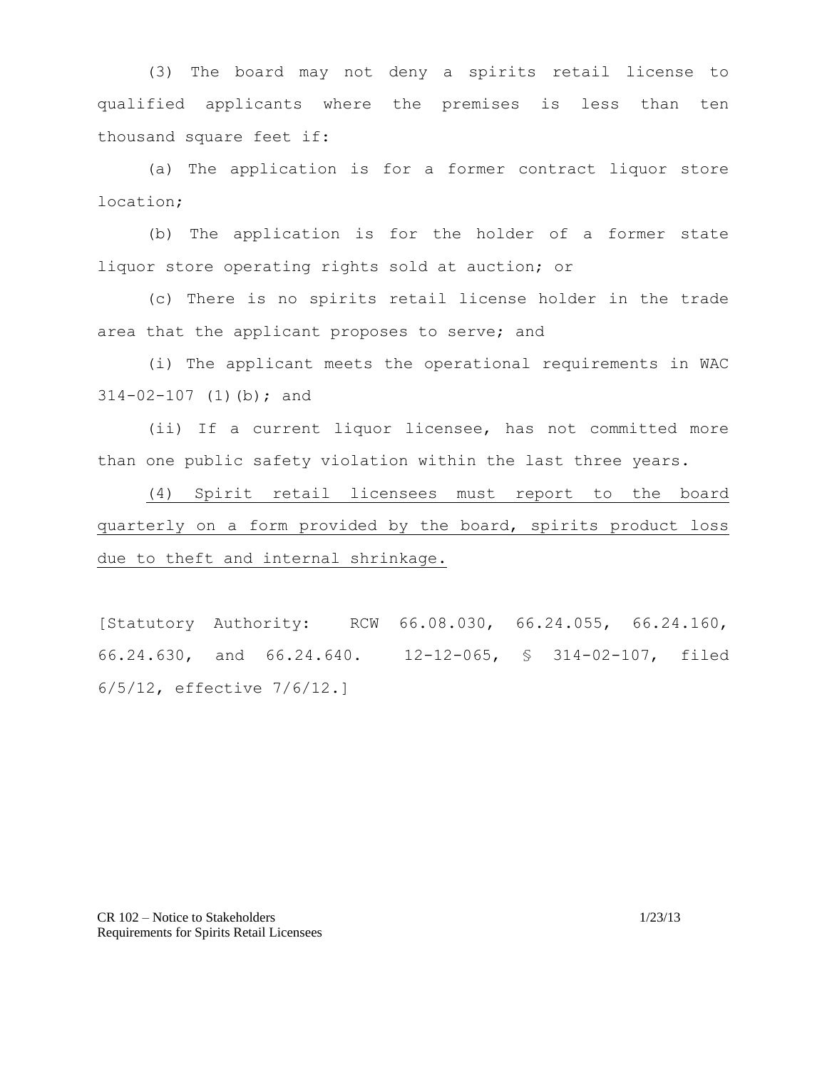(3) The board may not deny a spirits retail license to qualified applicants where the premises is less than ten thousand square feet if:

(a) The application is for a former contract liquor store location;

(b) The application is for the holder of a former state liquor store operating rights sold at auction; or

(c) There is no spirits retail license holder in the trade area that the applicant proposes to serve; and

(i) The applicant meets the operational requirements in WAC 314-02-107 (1)(b); and

(ii) If a current liquor licensee, has not committed more than one public safety violation within the last three years.

<u>(4) Spirit retail licensees must report to the board quarterly on a form provided by the board, spirits product loss due to theft and internal shrinkage.</u>

[Statutory Authority: RCW 66.08.030, 66.24.055, 66.24.160, 66.24.630, and 66.24.640. 12-12-065, § 314-02-107, filed 6/5/12, effective 7/6/12.]